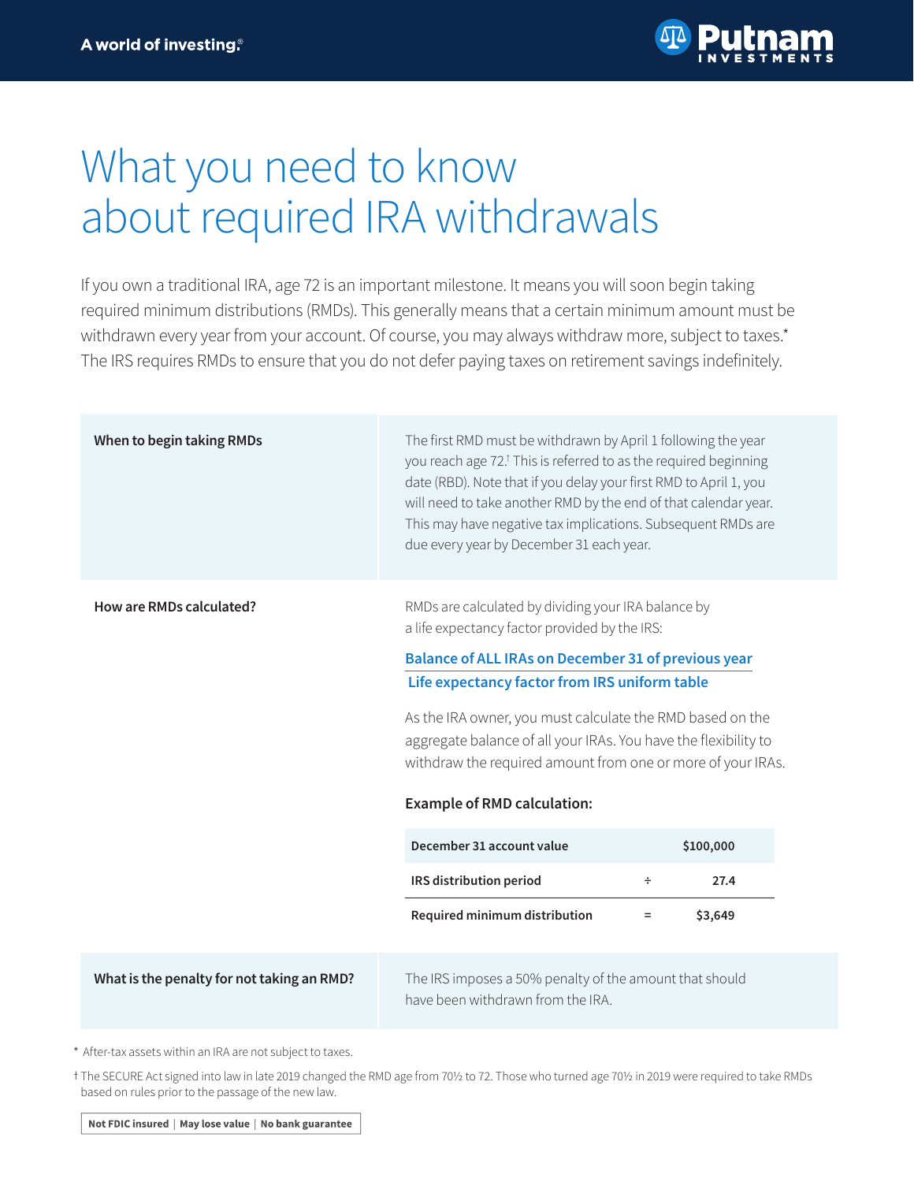A world of investing.®

# What you need to know about required IRA withdrawals

If you own a traditional IRA, age 72 is an important milestone. It means you will soon begin taking required minimum distributions (RMDs). This generally means that a certain minimum amount must be withdrawn every year from your account. Of course, you may always withdraw more, subject to taxes.* The IRS requires RMDs to ensure that you do not defer paying taxes on retirement savings indefinitely.

**When to begin taking RMDs**

The first RMD must be withdrawn by April 1 following the year you reach age 72.† This is referred to as the required beginning date (RBD). Note that if you delay your first RMD to April 1, you will need to take another RMD by the end of that calendar year. This may have negative tax implications. Subsequent RMDs are due every year by December 31 each year.

**How are RMDs calculated?**

RMDs are calculated by dividing your IRA balance by a life expectancy factor provided by the IRS:

$$\frac{\text{Balance of ALL IRAs on December 31 of previous year}}{\text{Life expectancy factor from IRS uniform table}}$$

As the IRA owner, you must calculate the RMD based on the aggregate balance of all your IRAs. You have the flexibility to withdraw the required amount from one or more of your IRAs.

**Example of RMD calculation:**

| | | |
|---|---|---|
| **December 31 account value** | | **$100,000** |
| **IRS distribution period** | ÷ | **27.4** |
| **Required minimum distribution** | = | **$3,649** |

**What is the penalty for not taking an RMD?**

The IRS imposes a 50% penalty of the amount that should have been withdrawn from the IRA.

\* After-tax assets within an IRA are not subject to taxes.

† The SECURE Act signed into law in late 2019 changed the RMD age from 70½ to 72. Those who turned age 70½ in 2019 were required to take RMDs based on rules prior to the passage of the new law.

**Not FDIC insured | May lose value | No bank guarantee**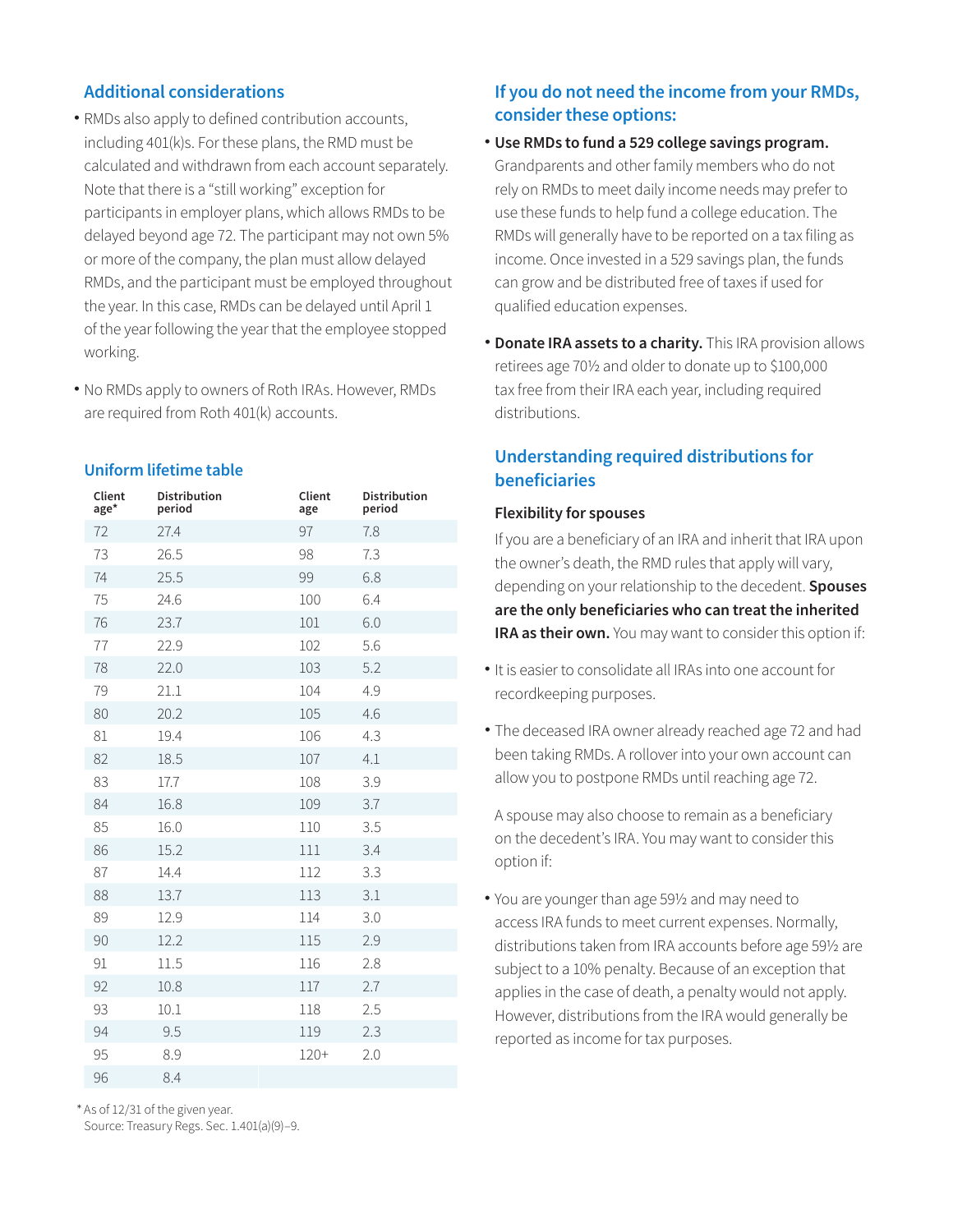## Additional considerations

- RMDs also apply to defined contribution accounts, including 401(k)s. For these plans, the RMD must be calculated and withdrawn from each account separately. Note that there is a "still working" exception for participants in employer plans, which allows RMDs to be delayed beyond age 72. The participant may not own 5% or more of the company, the plan must allow delayed RMDs, and the participant must be employed throughout the year. In this case, RMDs can be delayed until April 1 of the year following the year that the employee stopped working.
- No RMDs apply to owners of Roth IRAs. However, RMDs are required from Roth 401(k) accounts.

## Uniform lifetime table

| Client age* | Distribution period | Client age | Distribution period |
|---|---|---|---|
| 72 | 27.4 | 97 | 7.8 |
| 73 | 26.5 | 98 | 7.3 |
| 74 | 25.5 | 99 | 6.8 |
| 75 | 24.6 | 100 | 6.4 |
| 76 | 23.7 | 101 | 6.0 |
| 77 | 22.9 | 102 | 5.6 |
| 78 | 22.0 | 103 | 5.2 |
| 79 | 21.1 | 104 | 4.9 |
| 80 | 20.2 | 105 | 4.6 |
| 81 | 19.4 | 106 | 4.3 |
| 82 | 18.5 | 107 | 4.1 |
| 83 | 17.7 | 108 | 3.9 |
| 84 | 16.8 | 109 | 3.7 |
| 85 | 16.0 | 110 | 3.5 |
| 86 | 15.2 | 111 | 3.4 |
| 87 | 14.4 | 112 | 3.3 |
| 88 | 13.7 | 113 | 3.1 |
| 89 | 12.9 | 114 | 3.0 |
| 90 | 12.2 | 115 | 2.9 |
| 91 | 11.5 | 116 | 2.8 |
| 92 | 10.8 | 117 | 2.7 |
| 93 | 10.1 | 118 | 2.5 |
| 94 | 9.5 | 119 | 2.3 |
| 95 | 8.9 | 120+ | 2.0 |
| 96 | 8.4 | | |

* As of 12/31 of the given year.
Source: Treasury Regs. Sec. 1.401(a)(9)–9.

## If you do not need the income from your RMDs, consider these options:

- **Use RMDs to fund a 529 college savings program.** Grandparents and other family members who do not rely on RMDs to meet daily income needs may prefer to use these funds to help fund a college education. The RMDs will generally have to be reported on a tax filing as income. Once invested in a 529 savings plan, the funds can grow and be distributed free of taxes if used for qualified education expenses.
- **Donate IRA assets to a charity.** This IRA provision allows retirees age 70½ and older to donate up to $100,000 tax free from their IRA each year, including required distributions.

## Understanding required distributions for beneficiaries

### Flexibility for spouses

If you are a beneficiary of an IRA and inherit that IRA upon the owner's death, the RMD rules that apply will vary, depending on your relationship to the decedent. **Spouses are the only beneficiaries who can treat the inherited IRA as their own.** You may want to consider this option if:

- It is easier to consolidate all IRAs into one account for recordkeeping purposes.
- The deceased IRA owner already reached age 72 and had been taking RMDs. A rollover into your own account can allow you to postpone RMDs until reaching age 72.

A spouse may also choose to remain as a beneficiary on the decedent's IRA. You may want to consider this option if:

- You are younger than age 59½ and may need to access IRA funds to meet current expenses. Normally, distributions taken from IRA accounts before age 59½ are subject to a 10% penalty. Because of an exception that applies in the case of death, a penalty would not apply. However, distributions from the IRA would generally be reported as income for tax purposes.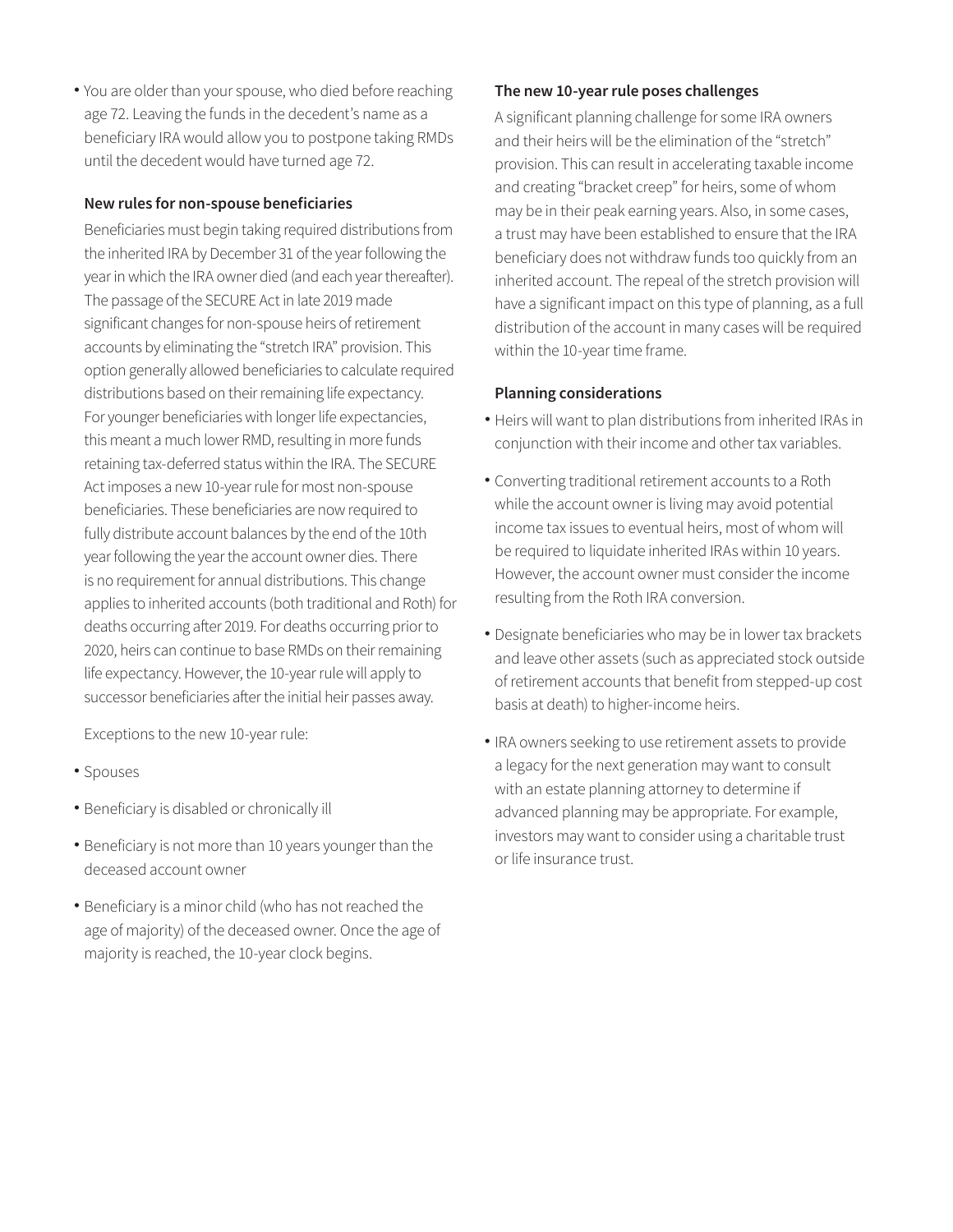- You are older than your spouse, who died before reaching age 72. Leaving the funds in the decedent's name as a beneficiary IRA would allow you to postpone taking RMDs until the decedent would have turned age 72.

### New rules for non-spouse beneficiaries

Beneficiaries must begin taking required distributions from the inherited IRA by December 31 of the year following the year in which the IRA owner died (and each year thereafter). The passage of the SECURE Act in late 2019 made significant changes for non-spouse heirs of retirement accounts by eliminating the "stretch IRA" provision. This option generally allowed beneficiaries to calculate required distributions based on their remaining life expectancy. For younger beneficiaries with longer life expectancies, this meant a much lower RMD, resulting in more funds retaining tax-deferred status within the IRA. The SECURE Act imposes a new 10-year rule for most non-spouse beneficiaries. These beneficiaries are now required to fully distribute account balances by the end of the 10th year following the year the account owner dies. There is no requirement for annual distributions. This change applies to inherited accounts (both traditional and Roth) for deaths occurring after 2019. For deaths occurring prior to 2020, heirs can continue to base RMDs on their remaining life expectancy. However, the 10-year rule will apply to successor beneficiaries after the initial heir passes away.

Exceptions to the new 10-year rule:

- Spouses
- Beneficiary is disabled or chronically ill
- Beneficiary is not more than 10 years younger than the deceased account owner
- Beneficiary is a minor child (who has not reached the age of majority) of the deceased owner. Once the age of majority is reached, the 10-year clock begins.

### The new 10-year rule poses challenges

A significant planning challenge for some IRA owners and their heirs will be the elimination of the "stretch" provision. This can result in accelerating taxable income and creating "bracket creep" for heirs, some of whom may be in their peak earning years. Also, in some cases, a trust may have been established to ensure that the IRA beneficiary does not withdraw funds too quickly from an inherited account. The repeal of the stretch provision will have a significant impact on this type of planning, as a full distribution of the account in many cases will be required within the 10-year time frame.

### Planning considerations

- Heirs will want to plan distributions from inherited IRAs in conjunction with their income and other tax variables.
- Converting traditional retirement accounts to a Roth while the account owner is living may avoid potential income tax issues to eventual heirs, most of whom will be required to liquidate inherited IRAs within 10 years. However, the account owner must consider the income resulting from the Roth IRA conversion.
- Designate beneficiaries who may be in lower tax brackets and leave other assets (such as appreciated stock outside of retirement accounts that benefit from stepped-up cost basis at death) to higher-income heirs.
- IRA owners seeking to use retirement assets to provide a legacy for the next generation may want to consult with an estate planning attorney to determine if advanced planning may be appropriate. For example, investors may want to consider using a charitable trust or life insurance trust.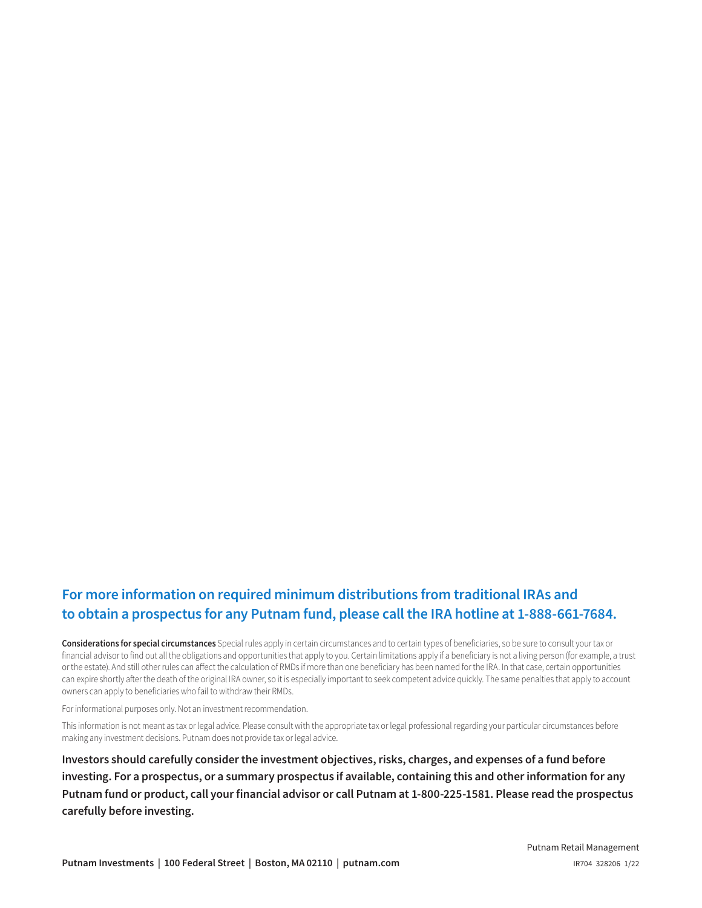## For more information on required minimum distributions from traditional IRAs and to obtain a prospectus for any Putnam fund, please call the IRA hotline at 1-888-661-7684.

**Considerations for special circumstances** Special rules apply in certain circumstances and to certain types of beneficiaries, so be sure to consult your tax or financial advisor to find out all the obligations and opportunities that apply to you. Certain limitations apply if a beneficiary is not a living person (for example, a trust or the estate). And still other rules can affect the calculation of RMDs if more than one beneficiary has been named for the IRA. In that case, certain opportunities can expire shortly after the death of the original IRA owner, so it is especially important to seek competent advice quickly. The same penalties that apply to account owners can apply to beneficiaries who fail to withdraw their RMDs.

For informational purposes only. Not an investment recommendation.

This information is not meant as tax or legal advice. Please consult with the appropriate tax or legal professional regarding your particular circumstances before making any investment decisions. Putnam does not provide tax or legal advice.

**Investors should carefully consider the investment objectives, risks, charges, and expenses of a fund before investing. For a prospectus, or a summary prospectus if available, containing this and other information for any Putnam fund or product, call your financial advisor or call Putnam at 1-800-225-1581. Please read the prospectus carefully before investing.**

Putnam Retail Management

**Putnam Investments | 100 Federal Street | Boston, MA 02110 | putnam.com**

IR704 328206 1/22